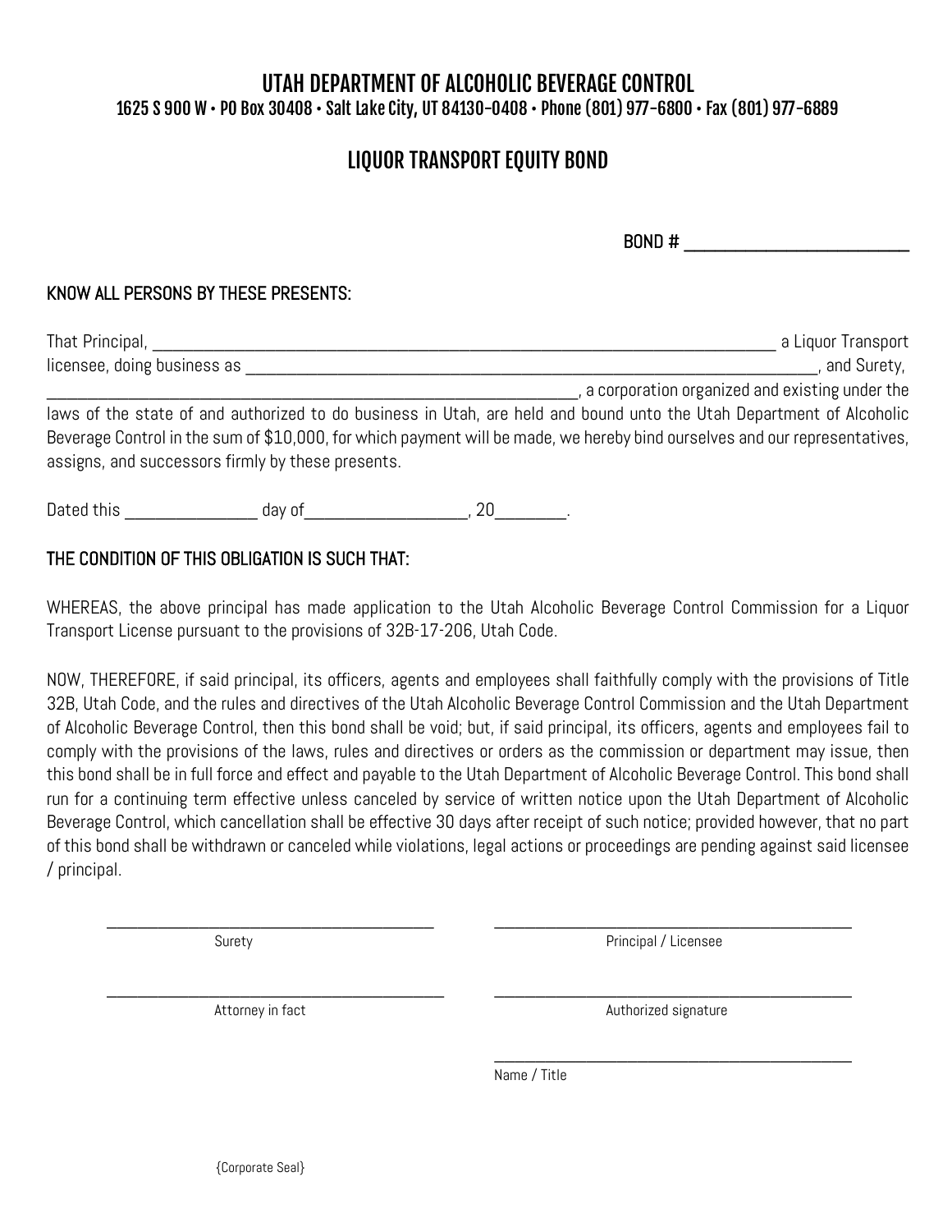# UTAH DEPARTMENT OF ALCOHOLIC BEVERAGE CONTROL

1625 S 900 W • PO Box 30408 • Salt Lake City, UT 84130-0408 • Phone (801) 977-6800 • Fax (801) 977-6889

## LIQUOR TRANSPORT EQUITY BOND

BOND # ______________________

**KNOW ALL PERSONS BY THESE PRESENTS:**

That Principal, ________________________________________________________________ a Liquor Transport licensee, doing business as ________________________________________________________________, and Surety, ________________________________________________________, a corporation organized and existing under the laws of the state of and authorized to do business in Utah, are held and bound unto the Utah Department of Alcoholic Beverage Control in the sum of $10,000, for which payment will be made, we hereby bind ourselves and our representatives, assigns, and successors firmly by these presents.

Dated this ______________ day of__________________, 20________.

**THE CONDITION OF THIS OBLIGATION IS SUCH THAT:**

WHEREAS, the above principal has made application to the Utah Alcoholic Beverage Control Commission for a Liquor Transport License pursuant to the provisions of 32B-17-206, Utah Code.

NOW, THEREFORE, if said principal, its officers, agents and employees shall faithfully comply with the provisions of Title 32B, Utah Code, and the rules and directives of the Utah Alcoholic Beverage Control Commission and the Utah Department of Alcoholic Beverage Control, then this bond shall be void; but, if said principal, its officers, agents and employees fail to comply with the provisions of the laws, rules and directives or orders as the commission or department may issue, then this bond shall be in full force and effect and payable to the Utah Department of Alcoholic Beverage Control. This bond shall run for a continuing term effective unless canceled by service of written notice upon the Utah Department of Alcoholic Beverage Control, which cancellation shall be effective 30 days after receipt of such notice; provided however, that no part of this bond shall be withdrawn or canceled while violations, legal actions or proceedings are pending against said licensee / principal.

| | |
|---|---|
| ______________________________ | ______________________________ |
| Surety | Principal / Licensee |
| ______________________________ | ______________________________ |
| Attorney in fact | Authorized signature |
| | ______________________________ |
| | Name / Title |

{Corporate Seal}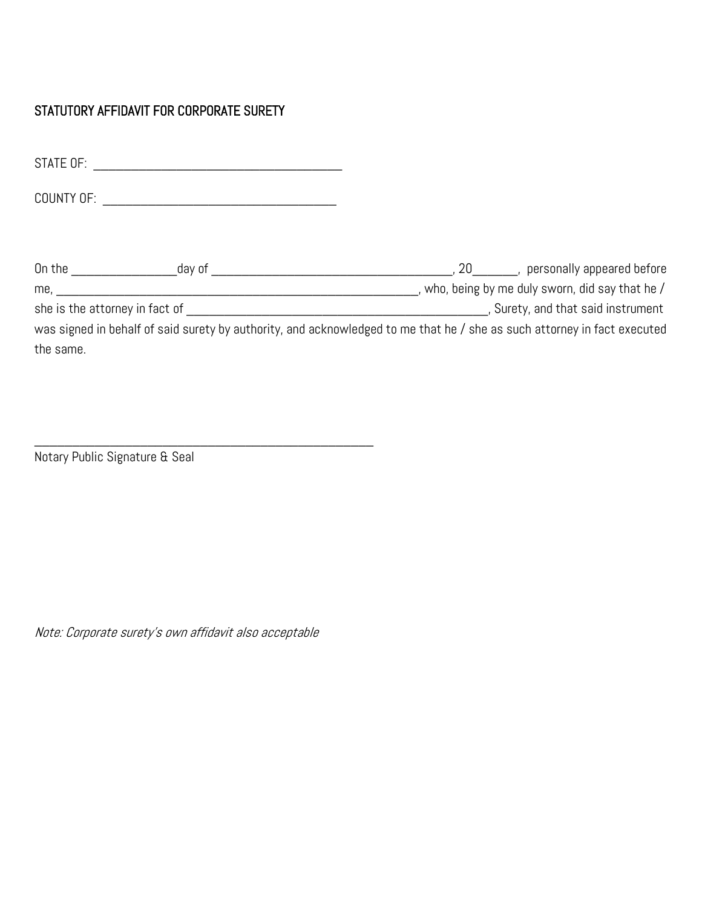## STATUTORY AFFIDAVIT FOR CORPORATE SURETY

STATE OF: ________________________________________

COUNTY OF: ______________________________________

On the _________________day of ______________________________________, 20_______, personally appeared before me, ____________________________________________________________, who, being by me duly sworn, did say that he / she is the attorney in fact of __________________________________________________, Surety, and that said instrument was signed in behalf of said surety by authority, and acknowledged to me that he / she as such attorney in fact executed the same.

________________________________________________________

Notary Public Signature & Seal

*Note: Corporate surety's own affidavit also acceptable*